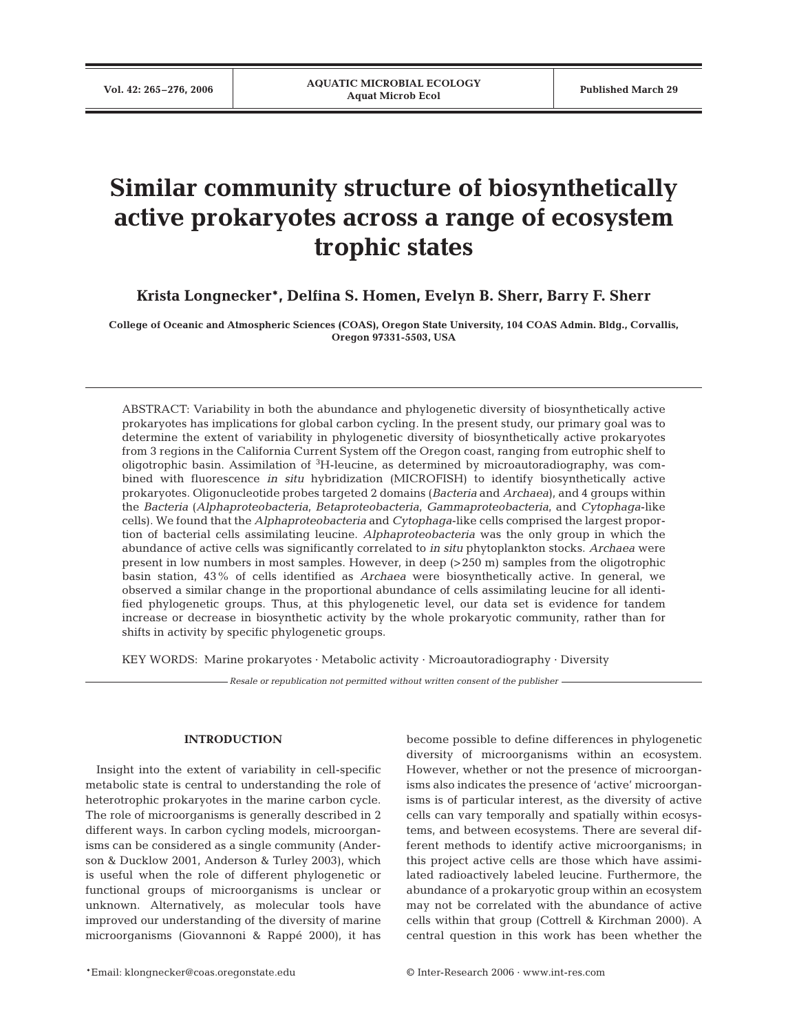# Similar community structure of biosynthetically active prokaryotes across a range of ecosystem trophic states

**Krista Longnecker\*, Delfina S. Homen, Evelyn B. Sherr, Barry F. Sherr**

College of Oceanic and Atmospheric Sciences (COAS), Oregon State University, 104 COAS Admin. Bldg., Corvallis, Oregon 97331-5503, USA

ABSTRACT: Variability in both the abundance and phylogenetic diversity of biosynthetically active prokaryotes has implications for global carbon cycling. In the present study, our primary goal was to determine the extent of variability in phylogenetic diversity of biosynthetically active prokaryotes from 3 regions in the California Current System off the Oregon coast, ranging from eutrophic shelf to oligotrophic basin. Assimilation of $^3$H-leucine, as determined by microautoradiography, was combined with fluorescence *in situ* hybridization (MICROFISH) to identify biosynthetically active prokaryotes. Oligonucleotide probes targeted 2 domains (*Bacteria* and *Archaea*), and 4 groups within the *Bacteria* (*Alphaproteobacteria*, *Betaproteobacteria*, *Gammaproteobacteria*, and *Cytophaga*-like cells). We found that the *Alphaproteobacteria* and *Cytophaga*-like cells comprised the largest proportion of bacterial cells assimilating leucine. *Alphaproteobacteria* was the only group in which the abundance of active cells was significantly correlated to *in situ* phytoplankton stocks. *Archaea* were present in low numbers in most samples. However, in deep (>250 m) samples from the oligotrophic basin station, 43% of cells identified as *Archaea* were biosynthetically active. In general, we observed a similar change in the proportional abundance of cells assimilating leucine for all identified phylogenetic groups. Thus, at this phylogenetic level, our data set is evidence for tandem increase or decrease in biosynthetic activity by the whole prokaryotic community, rather than for shifts in activity by specific phylogenetic groups.

KEY WORDS: Marine prokaryotes · Metabolic activity · Microautoradiography · Diversity

*Resale or republication not permitted without written consent of the publisher*

## INTRODUCTION

Insight into the extent of variability in cell-specific metabolic state is central to understanding the role of heterotrophic prokaryotes in the marine carbon cycle. The role of microorganisms is generally described in 2 different ways. In carbon cycling models, microorganisms can be considered as a single community (Anderson & Ducklow 2001, Anderson & Turley 2003), which is useful when the role of different phylogenetic or functional groups of microorganisms is unclear or unknown. Alternatively, as molecular tools have improved our understanding of the diversity of marine microorganisms (Giovannoni & Rappé 2000), it has become possible to define differences in phylogenetic diversity of microorganisms within an ecosystem. However, whether or not the presence of microorganisms also indicates the presence of 'active' microorganisms is of particular interest, as the diversity of active cells can vary temporally and spatially within ecosystems, and between ecosystems. There are several different methods to identify active microorganisms; in this project active cells are those which have assimilated radioactively labeled leucine. Furthermore, the abundance of a prokaryotic group within an ecosystem may not be correlated with the abundance of active cells within that group (Cottrell & Kirchman 2000). A central question in this work has been whether the

\*Email: klongnecker@coas.oregonstate.edu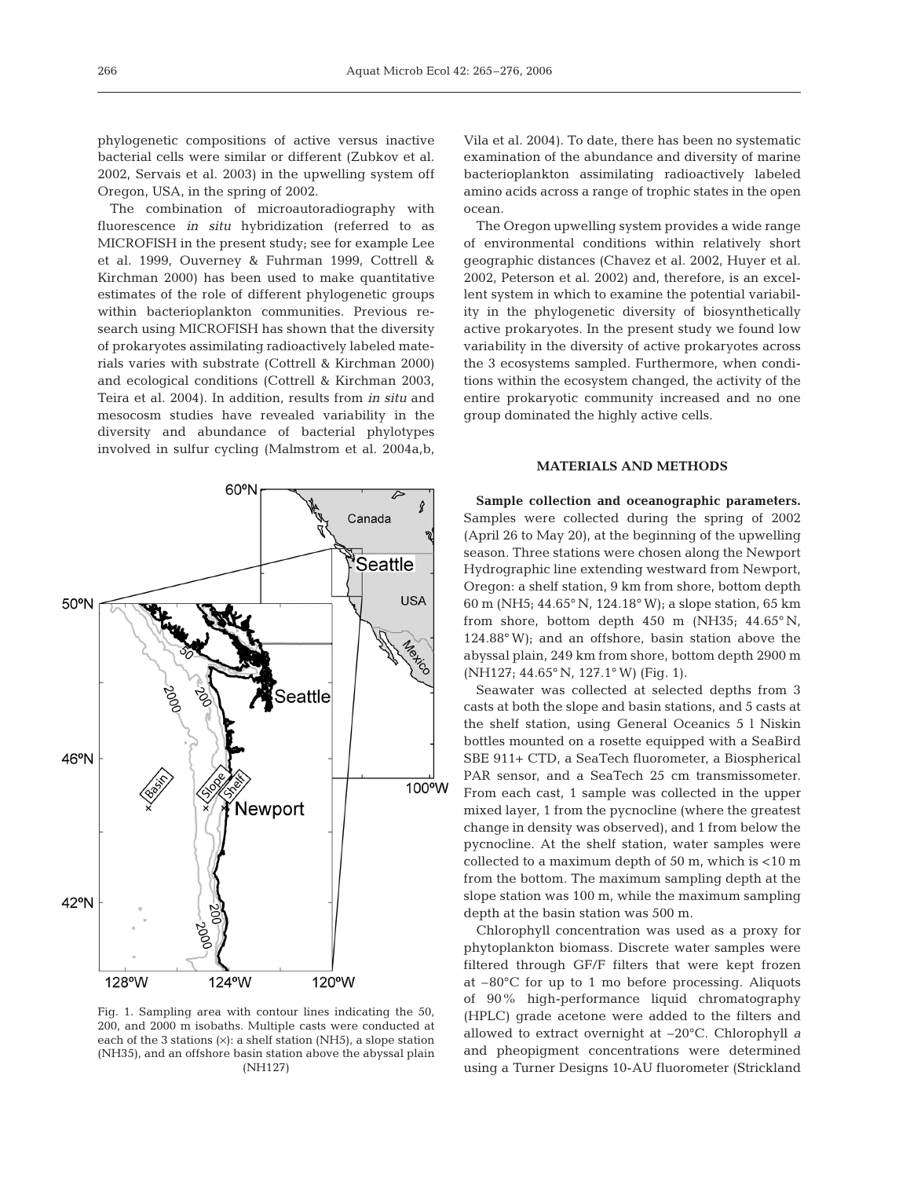phylogenetic compositions of active versus inactive bacterial cells were similar or different (Zubkov et al. 2002, Servais et al. 2003) in the upwelling system off Oregon, USA, in the spring of 2002.

The combination of microautoradiography with fluorescence *in situ* hybridization (referred to as MICROFISH in the present study; see for example Lee et al. 1999, Ouverney & Fuhrman 1999, Cottrell & Kirchman 2000) has been used to make quantitative estimates of the role of different phylogenetic groups within bacterioplankton communities. Previous research using MICROFISH has shown that the diversity of prokaryotes assimilating radioactively labeled materials varies with substrate (Cottrell & Kirchman 2000) and ecological conditions (Cottrell & Kirchman 2003, Teira et al. 2004). In addition, results from *in situ* and mesocosm studies have revealed variability in the diversity and abundance of bacterial phylotypes involved in sulfur cycling (Malmstrom et al. 2004a,b, Vila et al. 2004). To date, there has been no systematic examination of the abundance and diversity of marine bacterioplankton assimilating radioactively labeled amino acids across a range of trophic states in the open ocean.

The Oregon upwelling system provides a wide range of environmental conditions within relatively short geographic distances (Chavez et al. 2002, Huyer et al. 2002, Peterson et al. 2002) and, therefore, is an excellent system in which to examine the potential variability in the phylogenetic diversity of biosynthetically active prokaryotes. In the present study we found low variability in the diversity of active prokaryotes across the 3 ecosystems sampled. Furthermore, when conditions within the ecosystem changed, the activity of the entire prokaryotic community increased and no one group dominated the highly active cells.

Fig. 1. Sampling area with contour lines indicating the 50, 200, and 2000 m isobaths. Multiple casts were conducted at each of the 3 stations (×): a shelf station (NH5), a slope station (NH35), and an offshore basin station above the abyssal plain (NH127)

## MATERIALS AND METHODS

**Sample collection and oceanographic parameters.** Samples were collected during the spring of 2002 (April 26 to May 20), at the beginning of the upwelling season. Three stations were chosen along the Newport Hydrographic line extending westward from Newport, Oregon: a shelf station, 9 km from shore, bottom depth 60 m (NH5; 44.65° N, 124.18° W); a slope station, 65 km from shore, bottom depth 450 m (NH35; 44.65° N, 124.88° W); and an offshore, basin station above the abyssal plain, 249 km from shore, bottom depth 2900 m (NH127; 44.65° N, 127.1° W) (Fig. 1).

Seawater was collected at selected depths from 3 casts at both the slope and basin stations, and 5 casts at the shelf station, using General Oceanics 5 l Niskin bottles mounted on a rosette equipped with a SeaBird SBE 911+ CTD, a SeaTech fluorometer, a Biospherical PAR sensor, and a SeaTech 25 cm transmissometer. From each cast, 1 sample was collected in the upper mixed layer, 1 from the pycnocline (where the greatest change in density was observed), and 1 from below the pycnocline. At the shelf station, water samples were collected to a maximum depth of 50 m, which is <10 m from the bottom. The maximum sampling depth at the slope station was 100 m, while the maximum sampling depth at the basin station was 500 m.

Chlorophyll concentration was used as a proxy for phytoplankton biomass. Discrete water samples were filtered through GF/F filters that were kept frozen at –80°C for up to 1 mo before processing. Aliquots of 90% high-performance liquid chromatography (HPLC) grade acetone were added to the filters and allowed to extract overnight at –20°C. Chlorophyll *a* and pheopigment concentrations were determined using a Turner Designs 10-AU fluorometer (Strickland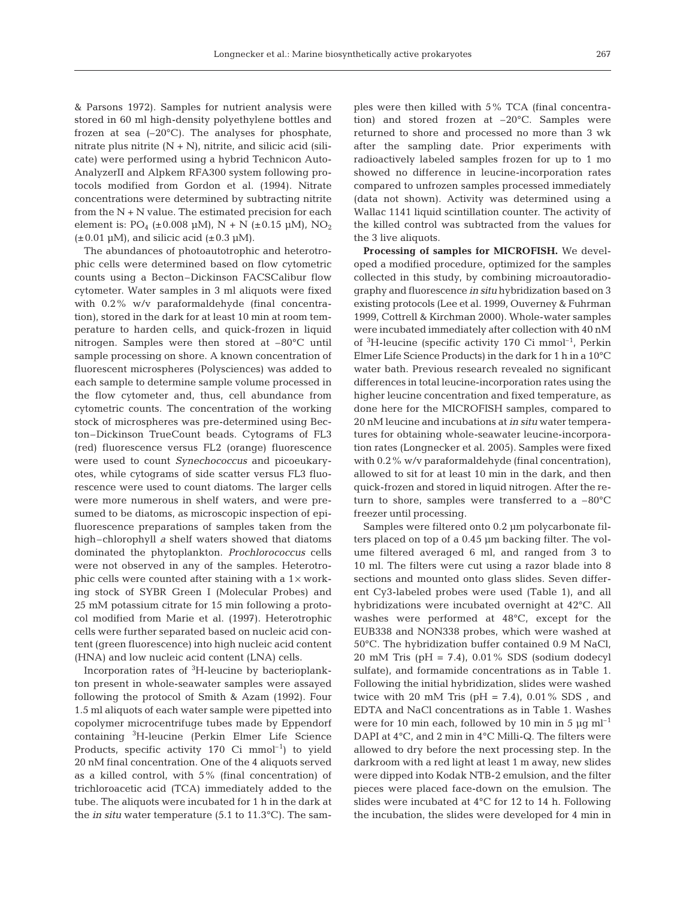& Parsons 1972). Samples for nutrient analysis were stored in 60 ml high-density polyethylene bottles and frozen at sea (–20°C). The analyses for phosphate, nitrate plus nitrite (N + N), nitrite, and silicic acid (silicate) were performed using a hybrid Technicon AutoAnalyzerII and Alpkem RFA300 system following protocols modified from Gordon et al. (1994). Nitrate concentrations were determined by subtracting nitrite from the N + N value. The estimated precision for each element is: $PO_4$ (±0.008 µM), N + N (±0.15 µM), $NO_2$ (±0.01 µM), and silicic acid (±0.3 µM).

The abundances of photoautotrophic and heterotrophic cells were determined based on flow cytometric counts using a Becton–Dickinson FACSCalibur flow cytometer. Water samples in 3 ml aliquots were fixed with 0.2% w/v paraformaldehyde (final concentration), stored in the dark for at least 10 min at room temperature to harden cells, and quick-frozen in liquid nitrogen. Samples were then stored at –80°C until sample processing on shore. A known concentration of fluorescent microspheres (Polysciences) was added to each sample to determine sample volume processed in the flow cytometer and, thus, cell abundance from cytometric counts. The concentration of the working stock of microspheres was pre-determined using Becton–Dickinson TrueCount beads. Cytograms of FL3 (red) fluorescence versus FL2 (orange) fluorescence were used to count *Synechococcus* and picoeukaryotes, while cytograms of side scatter versus FL3 fluorescence were used to count diatoms. The larger cells were more numerous in shelf waters, and were presumed to be diatoms, as microscopic inspection of epifluorescence preparations of samples taken from the high–chlorophyll *a* shelf waters showed that diatoms dominated the phytoplankton. *Prochlorococcus* cells were not observed in any of the samples. Heterotrophic cells were counted after staining with a 1× working stock of SYBR Green I (Molecular Probes) and 25 mM potassium citrate for 15 min following a protocol modified from Marie et al. (1997). Heterotrophic cells were further separated based on nucleic acid content (green fluorescence) into high nucleic acid content (HNA) and low nucleic acid content (LNA) cells.

Incorporation rates of $^{3}$H-leucine by bacterioplankton present in whole-seawater samples were assayed following the protocol of Smith & Azam (1992). Four 1.5 ml aliquots of each water sample were pipetted into copolymer microcentrifuge tubes made by Eppendorf containing $^{3}$H-leucine (Perkin Elmer Life Science Products, specific activity 170 Ci mmol$^{-1}$) to yield 20 nM final concentration. One of the 4 aliquots served as a killed control, with 5% (final concentration) of trichloroacetic acid (TCA) immediately added to the tube. The aliquots were incubated for 1 h in the dark at the *in situ* water temperature (5.1 to 11.3°C). The samples were then killed with 5% TCA (final concentration) and stored frozen at –20°C. Samples were returned to shore and processed no more than 3 wk after the sampling date. Prior experiments with radioactively labeled samples frozen for up to 1 mo showed no difference in leucine-incorporation rates compared to unfrozen samples processed immediately (data not shown). Activity was determined using a Wallac 1141 liquid scintillation counter. The activity of the killed control was subtracted from the values for the 3 live aliquots.

**Processing of samples for MICROFISH.** We developed a modified procedure, optimized for the samples collected in this study, by combining microautoradiography and fluorescence *in situ* hybridization based on 3 existing protocols (Lee et al. 1999, Ouverney & Fuhrman 1999, Cottrell & Kirchman 2000). Whole-water samples were incubated immediately after collection with 40 nM of $^{3}$H-leucine (specific activity 170 Ci mmol$^{-1}$, Perkin Elmer Life Science Products) in the dark for 1 h in a 10°C water bath. Previous research revealed no significant differences in total leucine-incorporation rates using the higher leucine concentration and fixed temperature, as done here for the MICROFISH samples, compared to 20 nM leucine and incubations at *in situ* water temperatures for obtaining whole-seawater leucine-incorporation rates (Longnecker et al. 2005). Samples were fixed with 0.2% w/v paraformaldehyde (final concentration), allowed to sit for at least 10 min in the dark, and then quick-frozen and stored in liquid nitrogen. After the return to shore, samples were transferred to a –80°C freezer until processing.

Samples were filtered onto 0.2 µm polycarbonate filters placed on top of a 0.45 µm backing filter. The volume filtered averaged 6 ml, and ranged from 3 to 10 ml. The filters were cut using a razor blade into 8 sections and mounted onto glass slides. Seven different Cy3-labeled probes were used (Table 1), and all hybridizations were incubated overnight at 42°C. All washes were performed at 48°C, except for the EUB338 and NON338 probes, which were washed at 50°C. The hybridization buffer contained 0.9 M NaCl, 20 mM Tris (pH = 7.4), 0.01% SDS (sodium dodecyl sulfate), and formamide concentrations as in Table 1. Following the initial hybridization, slides were washed twice with 20 mM Tris (pH = 7.4), 0.01% SDS , and EDTA and NaCl concentrations as in Table 1. Washes were for 10 min each, followed by 10 min in 5 µg ml$^{-1}$ DAPI at 4°C, and 2 min in 4°C Milli-Q. The filters were allowed to dry before the next processing step. In the darkroom with a red light at least 1 m away, new slides were dipped into Kodak NTB-2 emulsion, and the filter pieces were placed face-down on the emulsion. The slides were incubated at 4°C for 12 to 14 h. Following the incubation, the slides were developed for 4 min in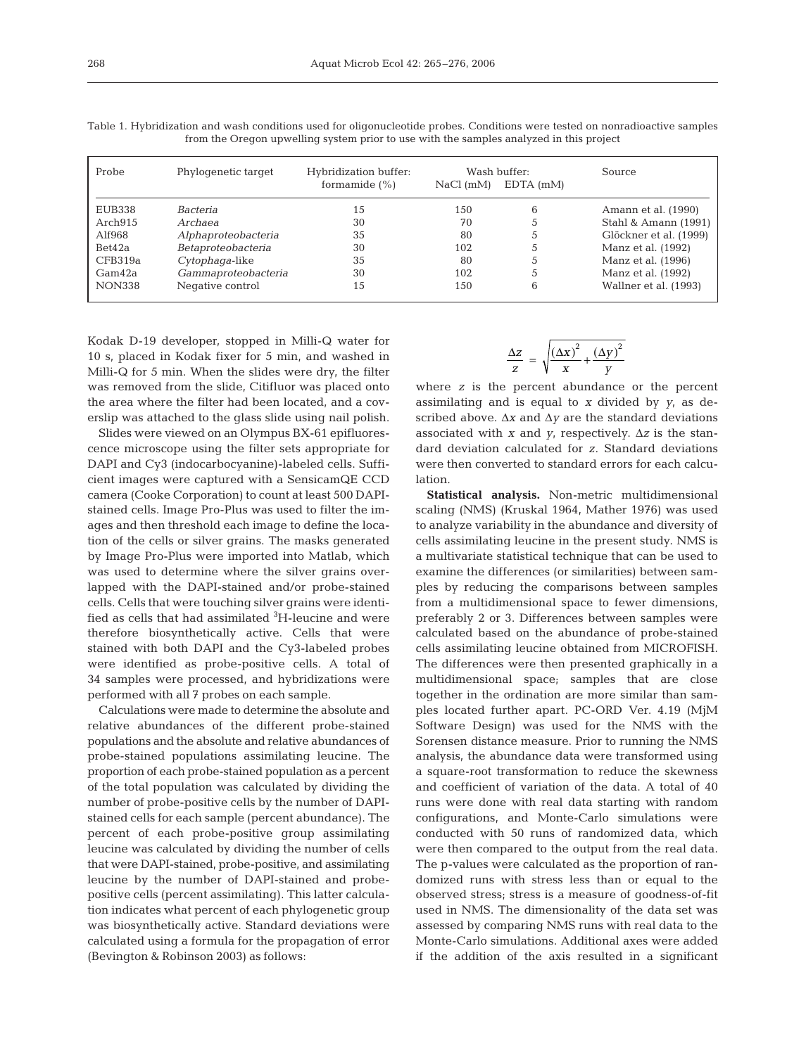Table 1. Hybridization and wash conditions used for oligonucleotide probes. Conditions were tested on nonradioactive samples from the Oregon upwelling system prior to use with the samples analyzed in this project

| Probe | Phylogenetic target | Hybridization buffer: formamide (%) | Wash buffer: NaCl (mM) | EDTA (mM) | Source |
|---|---|---|---|---|---|
| EUB338 | *Bacteria* | 15 | 150 | 6 | Amann et al. (1990) |
| Arch915 | *Archaea* | 30 | 70 | 5 | Stahl & Amann (1991) |
| Alf968 | *Alphaproteobacteria* | 35 | 80 | 5 | Glöckner et al. (1999) |
| Bet42a | *Betaproteobacteria* | 30 | 102 | 5 | Manz et al. (1992) |
| CFB319a | *Cytophaga*-like | 35 | 80 | 5 | Manz et al. (1996) |
| Gam42a | *Gammaproteobacteria* | 30 | 102 | 5 | Manz et al. (1992) |
| NON338 | Negative control | 15 | 150 | 6 | Wallner et al. (1993) |

Kodak D-19 developer, stopped in Milli-Q water for 10 s, placed in Kodak fixer for 5 min, and washed in Milli-Q for 5 min. When the slides were dry, the filter was removed from the slide, Citifluor was placed onto the area where the filter had been located, and a coverslip was attached to the glass slide using nail polish.

Slides were viewed on an Olympus BX-61 epifluorescence microscope using the filter sets appropriate for DAPI and Cy3 (indocarbocyanine)-labeled cells. Sufficient images were captured with a SensicamQE CCD camera (Cooke Corporation) to count at least 500 DAPI-stained cells. Image Pro-Plus was used to filter the images and then threshold each image to define the location of the cells or silver grains. The masks generated by Image Pro-Plus were imported into Matlab, which was used to determine where the silver grains overlapped with the DAPI-stained and/or probe-stained cells. Cells that were touching silver grains were identified as cells that had assimilated $^3$H-leucine and were therefore biosynthetically active. Cells that were stained with both DAPI and the Cy3-labeled probes were identified as probe-positive cells. A total of 34 samples were processed, and hybridizations were performed with all 7 probes on each sample.

Calculations were made to determine the absolute and relative abundances of the different probe-stained populations and the absolute and relative abundances of probe-stained populations assimilating leucine. The proportion of each probe-stained population as a percent of the total population was calculated by dividing the number of probe-positive cells by the number of DAPI-stained cells for each sample (percent abundance). The percent of each probe-positive group assimilating leucine was calculated by dividing the number of cells that were DAPI-stained, probe-positive, and assimilating leucine by the number of DAPI-stained and probe-positive cells (percent assimilating). This latter calculation indicates what percent of each phylogenetic group was biosynthetically active. Standard deviations were calculated using a formula for the propagation of error (Bevington & Robinson 2003) as follows:

$$\frac{\Delta z}{z} = \sqrt{\frac{(\Delta x)^2}{x} + \frac{(\Delta y)^2}{y}}$$

where $z$ is the percent abundance or the percent assimilating and is equal to $x$ divided by $y$, as described above. $\Delta x$ and $\Delta y$ are the standard deviations associated with $x$ and $y$, respectively. $\Delta z$ is the standard deviation calculated for $z$. Standard deviations were then converted to standard errors for each calculation.

**Statistical analysis.** Non-metric multidimensional scaling (NMS) (Kruskal 1964, Mather 1976) was used to analyze variability in the abundance and diversity of cells assimilating leucine in the present study. NMS is a multivariate statistical technique that can be used to examine the differences (or similarities) between samples by reducing the comparisons between samples from a multidimensional space to fewer dimensions, preferably 2 or 3. Differences between samples were calculated based on the abundance of probe-stained cells assimilating leucine obtained from MICROFISH. The differences were then presented graphically in a multidimensional space; samples that are close together in the ordination are more similar than samples located further apart. PC-ORD Ver. 4.19 (MjM Software Design) was used for the NMS with the Sorensen distance measure. Prior to running the NMS analysis, the abundance data were transformed using a square-root transformation to reduce the skewness and coefficient of variation of the data. A total of 40 runs were done with real data starting with random configurations, and Monte-Carlo simulations were conducted with 50 runs of randomized data, which were then compared to the output from the real data. The p-values were calculated as the proportion of randomized runs with stress less than or equal to the observed stress; stress is a measure of goodness-of-fit used in NMS. The dimensionality of the data set was assessed by comparing NMS runs with real data to the Monte-Carlo simulations. Additional axes were added if the addition of the axis resulted in a significant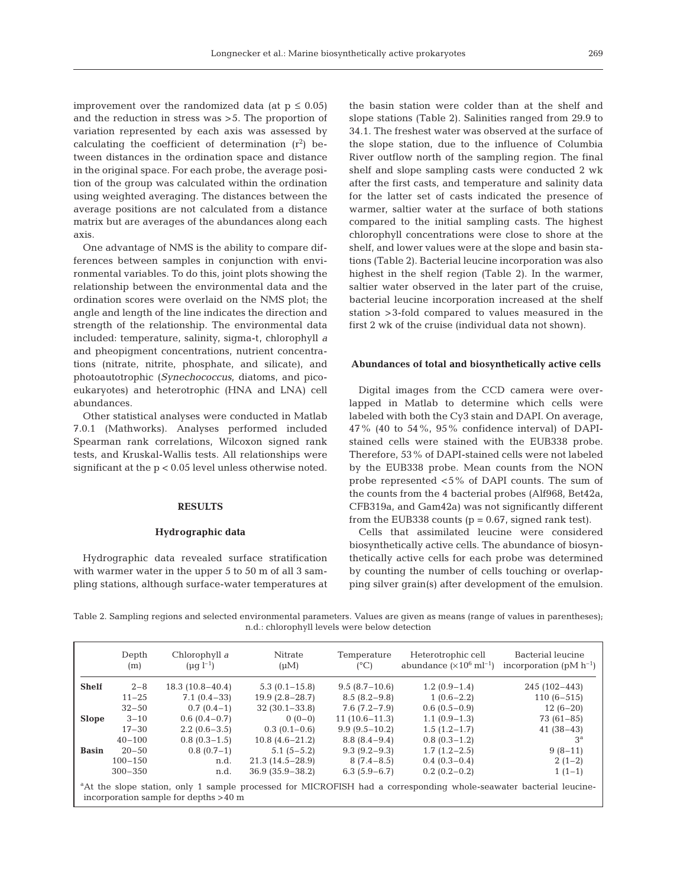improvement over the randomized data (at $p \leq 0.05$) and the reduction in stress was >5. The proportion of variation represented by each axis was assessed by calculating the coefficient of determination ($r^2$) between distances in the ordination space and distance in the original space. For each probe, the average position of the group was calculated within the ordination using weighted averaging. The distances between the average positions are not calculated from a distance matrix but are averages of the abundances along each axis.

One advantage of NMS is the ability to compare differences between samples in conjunction with environmental variables. To do this, joint plots showing the relationship between the environmental data and the ordination scores were overlaid on the NMS plot; the angle and length of the line indicates the direction and strength of the relationship. The environmental data included: temperature, salinity, sigma-t, chlorophyll *a* and pheopigment concentrations, nutrient concentrations (nitrate, nitrite, phosphate, and silicate), and photoautotrophic (*Synechococcus*, diatoms, and picoeukaryotes) and heterotrophic (HNA and LNA) cell abundances.

Other statistical analyses were conducted in Matlab 7.0.1 (Mathworks). Analyses performed included Spearman rank correlations, Wilcoxon signed rank tests, and Kruskal-Wallis tests. All relationships were significant at the $p < 0.05$ level unless otherwise noted.

## RESULTS

### Hydrographic data

Hydrographic data revealed surface stratification with warmer water in the upper 5 to 50 m of all 3 sampling stations, although surface-water temperatures at the basin station were colder than at the shelf and slope stations (Table 2). Salinities ranged from 29.9 to 34.1. The freshest water was observed at the surface of the slope station, due to the influence of Columbia River outflow north of the sampling region. The final shelf and slope sampling casts were conducted 2 wk after the first casts, and temperature and salinity data for the latter set of casts indicated the presence of warmer, saltier water at the surface of both stations compared to the initial sampling casts. The highest chlorophyll concentrations were close to shore at the shelf, and lower values were at the slope and basin stations (Table 2). Bacterial leucine incorporation was also highest in the shelf region (Table 2). In the warmer, saltier water observed in the later part of the cruise, bacterial leucine incorporation increased at the shelf station >3-fold compared to values measured in the first 2 wk of the cruise (individual data not shown).

### Abundances of total and biosynthetically active cells

Digital images from the CCD camera were overlapped in Matlab to determine which cells were labeled with both the Cy3 stain and DAPI. On average, 47% (40 to 54%, 95% confidence interval) of DAPI-stained cells were stained with the EUB338 probe. Therefore, 53% of DAPI-stained cells were not labeled by the EUB338 probe. Mean counts from the NON probe represented <5% of DAPI counts. The sum of the counts from the 4 bacterial probes (Alf968, Bet42a, CFB319a, and Gam42a) was not significantly different from the EUB338 counts ($p = 0.67$, signed rank test).

Cells that assimilated leucine were considered biosynthetically active cells. The abundance of biosynthetically active cells for each probe was determined by counting the number of cells touching or overlapping silver grain(s) after development of the emulsion.

Table 2. Sampling regions and selected environmental parameters. Values are given as means (range of values in parentheses); n.d.: chlorophyll levels were below detection

| | Depth (m) | Chlorophyll *a* ($\mu$g $l^{-1}$) | Nitrate ($\mu$M) | Temperature (°C) | Heterotrophic cell abundance ($\times 10^6$ $ml^{-1}$) | Bacterial leucine incorporation (pM $h^{-1}$) |
|---|---|---|---|---|---|---|
| **Shelf** | 2–8 | 18.3 (10.8–40.4) | 5.3 (0.1–15.8) | 9.5 (8.7–10.6) | 1.2 (0.9–1.4) | 245 (102–443) |
| | 11–25 | 7.1 (0.4–33) | 19.9 (2.8–28.7) | 8.5 (8.2–9.8) | 1 (0.6–2.2) | 110 (6–515) |
| | 32–50 | 0.7 (0.4–1) | 32 (30.1–33.8) | 7.6 (7.2–7.9) | 0.6 (0.5–0.9) | 12 (6–20) |
| **Slope** | 3–10 | 0.6 (0.4–0.7) | 0 (0–0) | 11 (10.6–11.3) | 1.1 (0.9–1.3) | 73 (61–85) |
| | 17–30 | 2.2 (0.6–3.5) | 0.3 (0.1–0.6) | 9.9 (9.5–10.2) | 1.5 (1.2–1.7) | 41 (38–43) |
| | 40–100 | 0.8 (0.3–1.5) | 10.8 (4.6–21.2) | 8.8 (8.4–9.4) | 0.8 (0.3–1.2) | 3[a] |
| **Basin** | 20–50 | 0.8 (0.7–1) | 5.1 (5–5.2) | 9.3 (9.2–9.3) | 1.7 (1.2–2.5) | 9 (8–11) |
| | 100–150 | n.d. | 21.3 (14.5–28.9) | 8 (7.4–8.5) | 0.4 (0.3–0.4) | 2 (1–2) |
| | 300–350 | n.d. | 36.9 (35.9–38.2) | 6.3 (5.9–6.7) | 0.2 (0.2–0.2) | 1 (1–1) |

[a]At the slope station, only 1 sample processed for MICROFISH had a corresponding whole-seawater bacterial leucine-incorporation sample for depths >40 m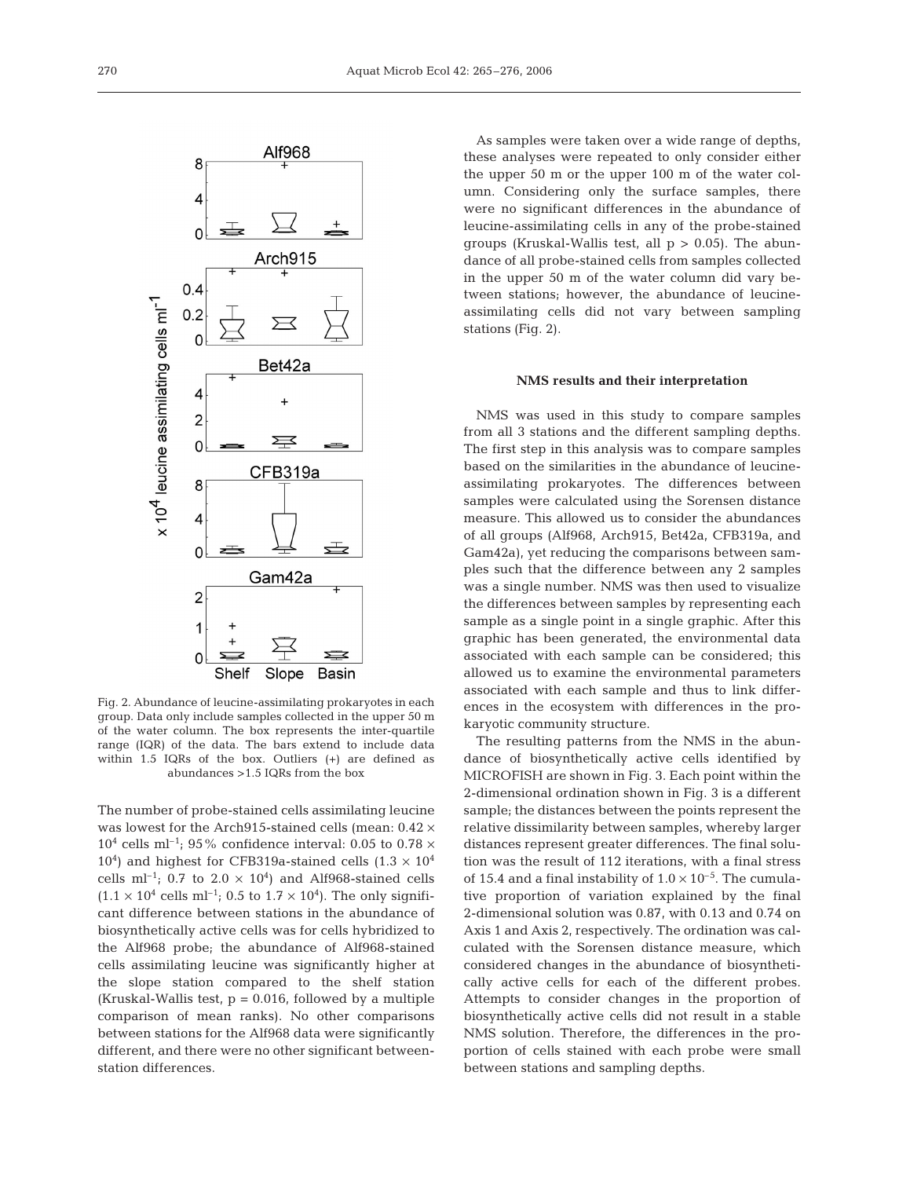Fig. 2. Abundance of leucine-assimilating prokaryotes in each group. Data only include samples collected in the upper 50 m of the water column. The box represents the inter-quartile range (IQR) of the data. The bars extend to include data within 1.5 IQRs of the box. Outliers (+) are defined as abundances >1.5 IQRs from the box

The number of probe-stained cells assimilating leucine was lowest for the Arch915-stained cells (mean: $0.42 \times 10^4$ cells ml$^{-1}$; 95% confidence interval: 0.05 to $0.78 \times 10^4$) and highest for CFB319a-stained cells ($1.3 \times 10^4$ cells ml$^{-1}$; 0.7 to $2.0 \times 10^4$) and Alf968-stained cells ($1.1 \times 10^4$ cells ml$^{-1}$; 0.5 to $1.7 \times 10^4$). The only significant difference between stations in the abundance of biosynthetically active cells was for cells hybridized to the Alf968 probe; the abundance of Alf968-stained cells assimilating leucine was significantly higher at the slope station compared to the shelf station (Kruskal-Wallis test, $p = 0.016$, followed by a multiple comparison of mean ranks). No other comparisons between stations for the Alf968 data were significantly different, and there were no other significant between-station differences.

As samples were taken over a wide range of depths, these analyses were repeated to only consider either the upper 50 m or the upper 100 m of the water column. Considering only the surface samples, there were no significant differences in the abundance of leucine-assimilating cells in any of the probe-stained groups (Kruskal-Wallis test, all $p > 0.05$). The abundance of all probe-stained cells from samples collected in the upper 50 m of the water column did vary between stations; however, the abundance of leucine-assimilating cells did not vary between sampling stations (Fig. 2).

### NMS results and their interpretation

NMS was used in this study to compare samples from all 3 stations and the different sampling depths. The first step in this analysis was to compare samples based on the similarities in the abundance of leucine-assimilating prokaryotes. The differences between samples were calculated using the Sorensen distance measure. This allowed us to consider the abundances of all groups (Alf968, Arch915, Bet42a, CFB319a, and Gam42a), yet reducing the comparisons between samples such that the difference between any 2 samples was a single number. NMS was then used to visualize the differences between samples by representing each sample as a single point in a single graphic. After this graphic has been generated, the environmental data associated with each sample can be considered; this allowed us to examine the environmental parameters associated with each sample and thus to link differences in the ecosystem with differences in the prokaryotic community structure.

The resulting patterns from the NMS in the abundance of biosynthetically active cells identified by MICROFISH are shown in Fig. 3. Each point within the 2-dimensional ordination shown in Fig. 3 is a different sample; the distances between the points represent the relative dissimilarity between samples, whereby larger distances represent greater differences. The final solution was the result of 112 iterations, with a final stress of 15.4 and a final instability of $1.0 \times 10^{-5}$. The cumulative proportion of variation explained by the final 2-dimensional solution was 0.87, with 0.13 and 0.74 on Axis 1 and Axis 2, respectively. The ordination was calculated with the Sorensen distance measure, which considered changes in the abundance of biosynthetically active cells for each of the different probes. Attempts to consider changes in the proportion of biosynthetically active cells did not result in a stable NMS solution. Therefore, the differences in the proportion of cells stained with each probe were small between stations and sampling depths.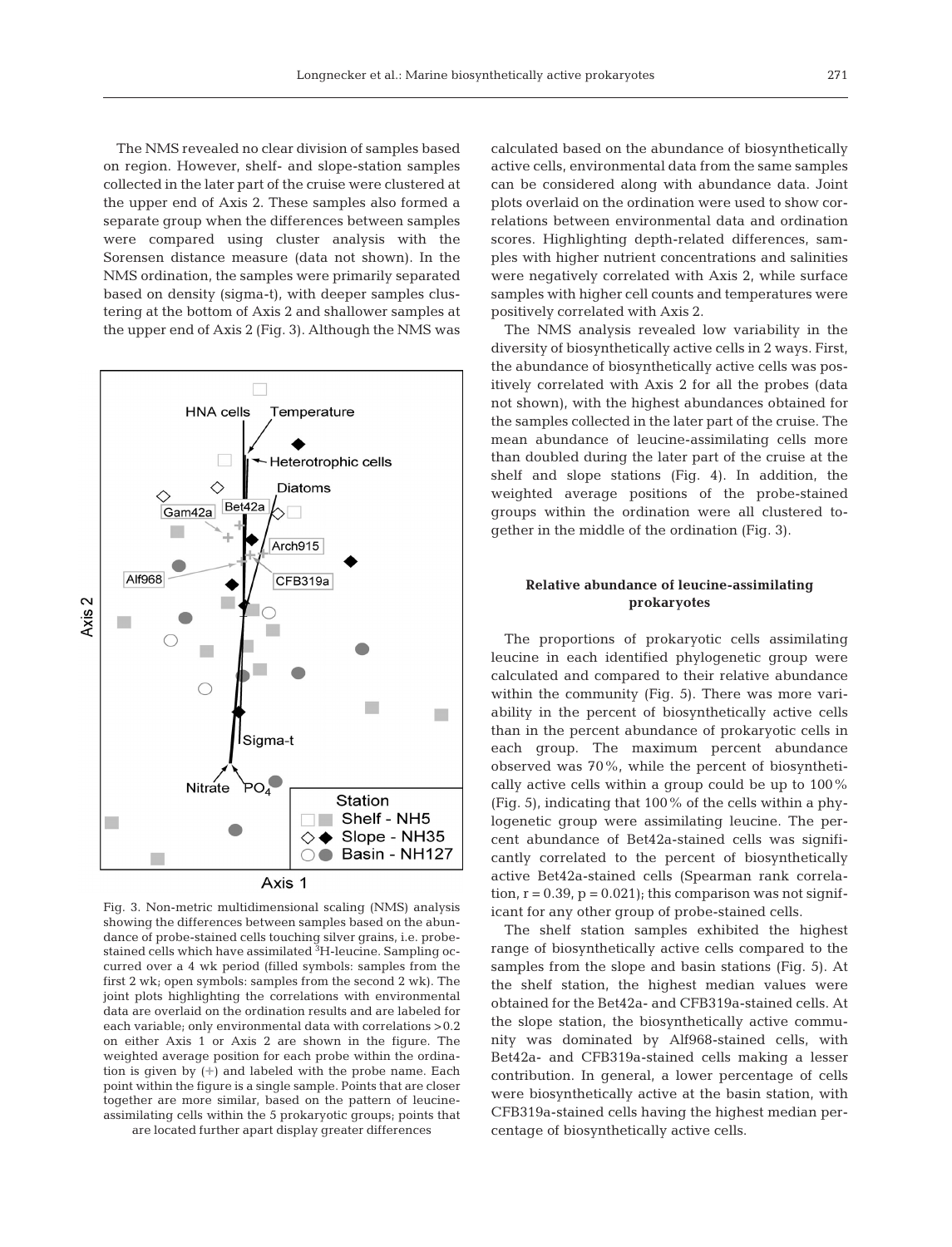The NMS revealed no clear division of samples based on region. However, shelf- and slope-station samples collected in the later part of the cruise were clustered at the upper end of Axis 2. These samples also formed a separate group when the differences between samples were compared using cluster analysis with the Sorensen distance measure (data not shown). In the NMS ordination, the samples were primarily separated based on density (sigma-t), with deeper samples clustering at the bottom of Axis 2 and shallower samples at the upper end of Axis 2 (Fig. 3). Although the NMS was calculated based on the abundance of biosynthetically active cells, environmental data from the same samples can be considered along with abundance data. Joint plots overlaid on the ordination were used to show correlations between environmental data and ordination scores. Highlighting depth-related differences, samples with higher nutrient concentrations and salinities were negatively correlated with Axis 2, while surface samples with higher cell counts and temperatures were positively correlated with Axis 2.

Fig. 3. Non-metric multidimensional scaling (NMS) analysis showing the differences between samples based on the abundance of probe-stained cells touching silver grains, i.e. probe-stained cells which have assimilated $^{3}$H-leucine. Sampling occurred over a 4 wk period (filled symbols: samples from the first 2 wk; open symbols: samples from the second 2 wk). The joint plots highlighting the correlations with environmental data are overlaid on the ordination results and are labeled for each variable; only environmental data with correlations >0.2 on either Axis 1 or Axis 2 are shown in the figure. The weighted average position for each probe within the ordination is given by (+) and labeled with the probe name. Each point within the figure is a single sample. Points that are closer together are more similar, based on the pattern of leucine-assimilating cells within the 5 prokaryotic groups; points that are located further apart display greater differences

The NMS analysis revealed low variability in the diversity of biosynthetically active cells in 2 ways. First, the abundance of biosynthetically active cells was positively correlated with Axis 2 for all the probes (data not shown), with the highest abundances obtained for the samples collected in the later part of the cruise. The mean abundance of leucine-assimilating cells more than doubled during the later part of the cruise at the shelf and slope stations (Fig. 4). In addition, the weighted average positions of the probe-stained groups within the ordination were all clustered together in the middle of the ordination (Fig. 3).

### Relative abundance of leucine-assimilating prokaryotes

The proportions of prokaryotic cells assimilating leucine in each identified phylogenetic group were calculated and compared to their relative abundance within the community (Fig. 5). There was more variability in the percent of biosynthetically active cells than in the percent abundance of prokaryotic cells in each group. The maximum percent abundance observed was 70%, while the percent of biosynthetically active cells within a group could be up to 100% (Fig. 5), indicating that 100% of the cells within a phylogenetic group were assimilating leucine. The percent abundance of Bet42a-stained cells was significantly correlated to the percent of biosynthetically active Bet42a-stained cells (Spearman rank correlation, $r = 0.39$, $p = 0.021$); this comparison was not significant for any other group of probe-stained cells.

The shelf station samples exhibited the highest range of biosynthetically active cells compared to the samples from the slope and basin stations (Fig. 5). At the shelf station, the highest median values were obtained for the Bet42a- and CFB319a-stained cells. At the slope station, the biosynthetically active community was dominated by Alf968-stained cells, with Bet42a- and CFB319a-stained cells making a lesser contribution. In general, a lower percentage of cells were biosynthetically active at the basin station, with CFB319a-stained cells having the highest median percentage of biosynthetically active cells.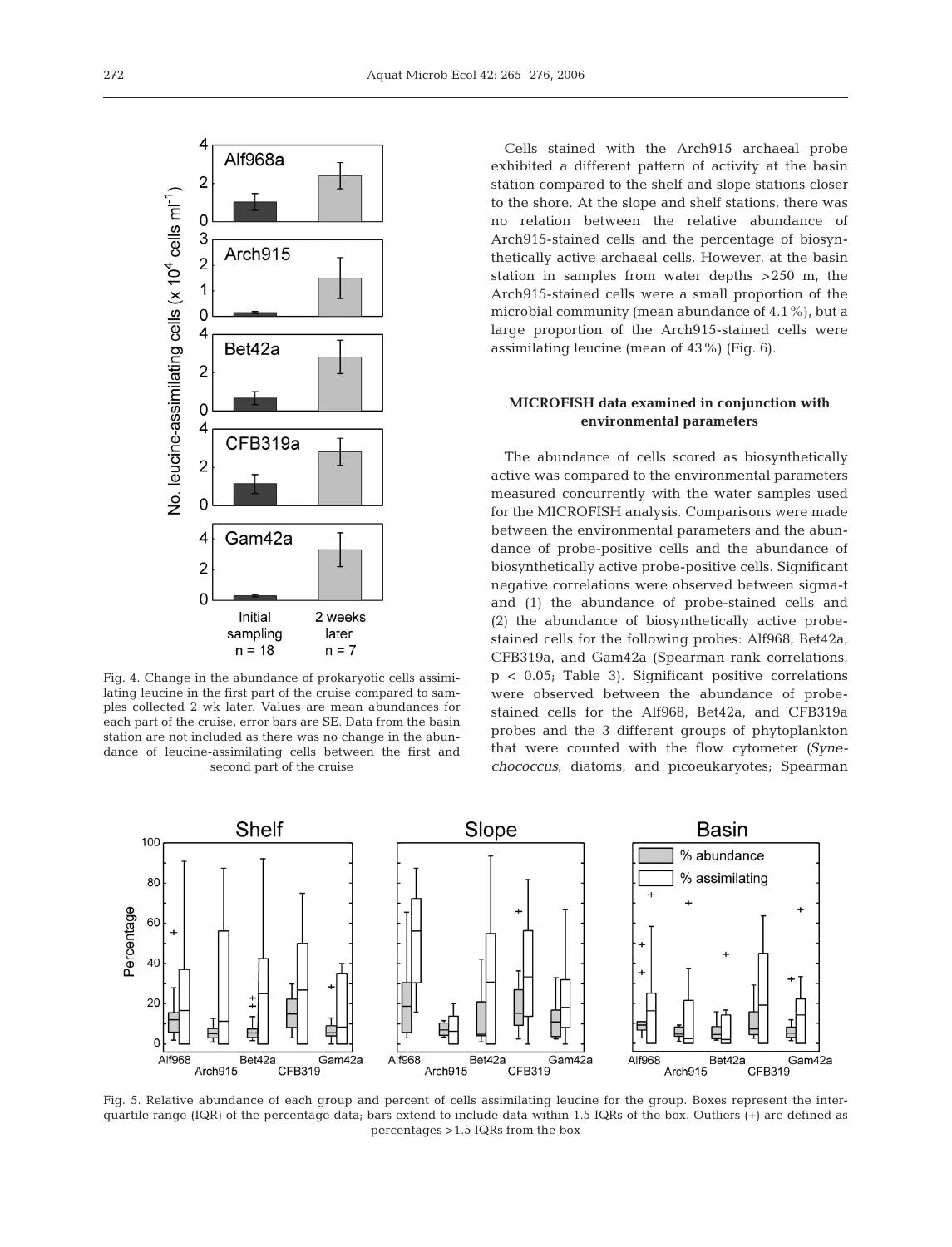Fig. 4. Change in the abundance of prokaryotic cells assimilating leucine in the first part of the cruise compared to samples collected 2 wk later. Values are mean abundances for each part of the cruise, error bars are SE. Data from the basin station are not included as there was no change in the abundance of leucine-assimilating cells between the first and second part of the cruise

Cells stained with the Arch915 archaeal probe exhibited a different pattern of activity at the basin station compared to the shelf and slope stations closer to the shore. At the slope and shelf stations, there was no relation between the relative abundance of Arch915-stained cells and the percentage of biosynthetically active archaeal cells. However, at the basin station in samples from water depths >250 m, the Arch915-stained cells were a small proportion of the microbial community (mean abundance of 4.1%), but a large proportion of the Arch915-stained cells were assimilating leucine (mean of 43%) (Fig. 6).

### MICROFISH data examined in conjunction with environmental parameters

The abundance of cells scored as biosynthetically active was compared to the environmental parameters measured concurrently with the water samples used for the MICROFISH analysis. Comparisons were made between the environmental parameters and the abundance of probe-positive cells and the abundance of biosynthetically active probe-positive cells. Significant negative correlations were observed between sigma-t and (1) the abundance of probe-stained cells and (2) the abundance of biosynthetically active probe-stained cells for the following probes: Alf968, Bet42a, CFB319a, and Gam42a (Spearman rank correlations, $p < 0.05$; Table 3). Significant positive correlations were observed between the abundance of probe-stained cells for the Alf968, Bet42a, and CFB319a probes and the 3 different groups of phytoplankton that were counted with the flow cytometer (*Synechococcus*, diatoms, and picoeukaryotes; Spearman

Fig. 5. Relative abundance of each group and percent of cells assimilating leucine for the group. Boxes represent the interquartile range (IQR) of the percentage data; bars extend to include data within 1.5 IQRs of the box. Outliers (+) are defined as percentages >1.5 IQRs from the box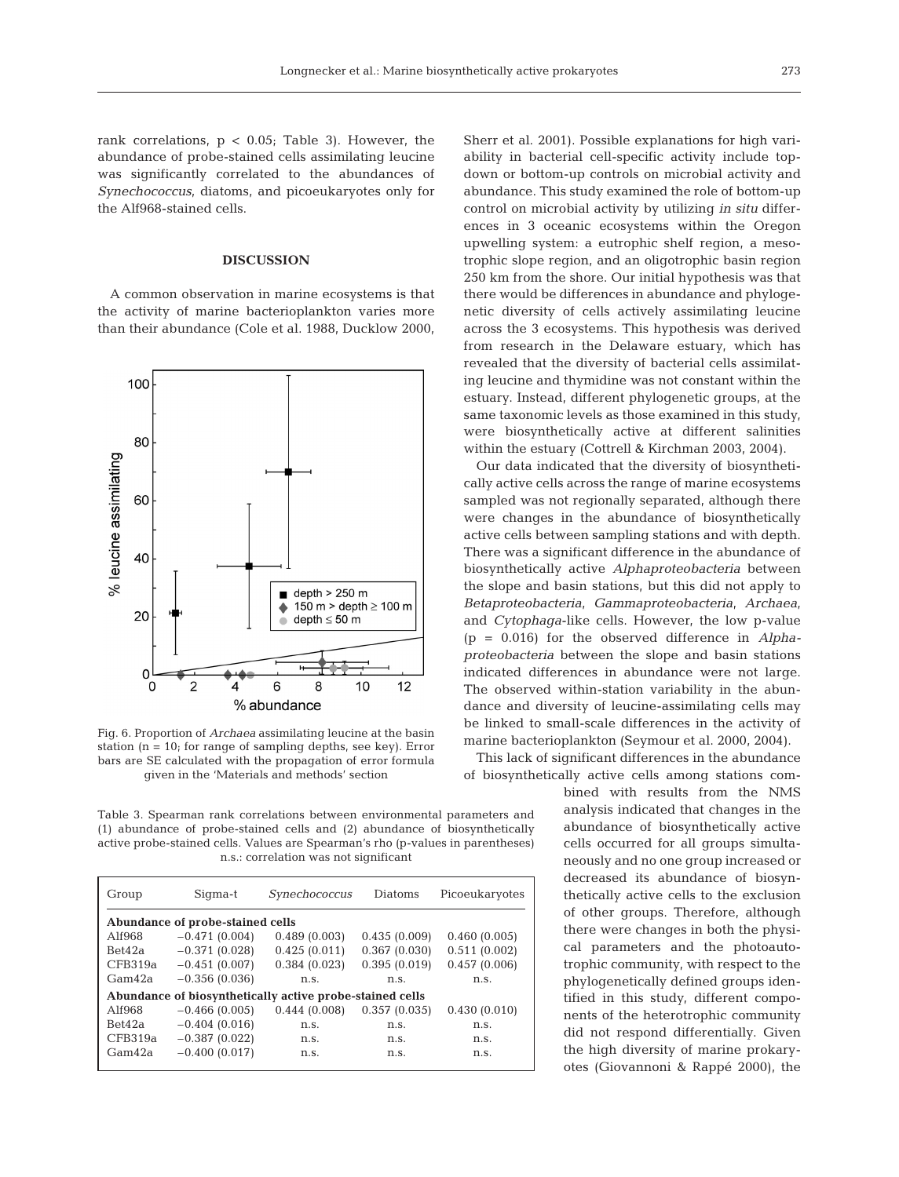rank correlations, $p < 0.05$; Table 3). However, the abundance of probe-stained cells assimilating leucine was significantly correlated to the abundances of *Synechococcus*, diatoms, and picoeukaryotes only for the Alf968-stained cells.

## DISCUSSION

A common observation in marine ecosystems is that the activity of marine bacterioplankton varies more than their abundance (Cole et al. 1988, Ducklow 2000, Sherr et al. 2001). Possible explanations for high variability in bacterial cell-specific activity include top-down or bottom-up controls on microbial activity and abundance. This study examined the role of bottom-up control on microbial activity by utilizing *in situ* differences in 3 oceanic ecosystems within the Oregon upwelling system: a eutrophic shelf region, a mesotrophic slope region, and an oligotrophic basin region 250 km from the shore. Our initial hypothesis was that there would be differences in abundance and phylogenetic diversity of cells actively assimilating leucine across the 3 ecosystems. This hypothesis was derived from research in the Delaware estuary, which has revealed that the diversity of bacterial cells assimilating leucine and thymidine was not constant within the estuary. Instead, different phylogenetic groups, at the same taxonomic levels as those examined in this study, were biosynthetically active at different salinities within the estuary (Cottrell & Kirchman 2003, 2004).

Fig. 6. Proportion of *Archaea* assimilating leucine at the basin station (n = 10; for range of sampling depths, see key). Error bars are SE calculated with the propagation of error formula given in the 'Materials and methods' section

Our data indicated that the diversity of biosynthetically active cells across the range of marine ecosystems sampled was not regionally separated, although there were changes in the abundance of biosynthetically active cells between sampling stations and with depth. There was a significant difference in the abundance of biosynthetically active *Alphaproteobacteria* between the slope and basin stations, but this did not apply to *Betaproteobacteria*, *Gammaproteobacteria*, *Archaea*, and *Cytophaga*-like cells. However, the low p-value ($p = 0.016$) for the observed difference in *Alphaproteobacteria* between the slope and basin stations indicated differences in abundance were not large. The observed within-station variability in the abundance and diversity of leucine-assimilating cells may be linked to small-scale differences in the activity of marine bacterioplankton (Seymour et al. 2000, 2004).

This lack of significant differences in the abundance of biosynthetically active cells among stations combined with results from the NMS analysis indicated that changes in the abundance of biosynthetically active cells occurred for all groups simultaneously and no one group increased or decreased its abundance of biosynthetically active cells to the exclusion of other groups. Therefore, although there were changes in both the physical parameters and the photoautotrophic community, with respect to the phylogenetically defined groups identified in this study, different components of the heterotrophic community did not respond differentially. Given the high diversity of marine prokaryotes (Giovannoni & Rappé 2000), the

Table 3. Spearman rank correlations between environmental parameters and (1) abundance of probe-stained cells and (2) abundance of biosynthetically active probe-stained cells. Values are Spearman's rho (p-values in parentheses) n.s.: correlation was not significant

| Group | Sigma-t | *Synechococcus* | Diatoms | Picoeukaryotes |
|---|---|---|---|---|
| **Abundance of probe-stained cells** | | | | |
| Alf968 | −0.471 (0.004) | 0.489 (0.003) | 0.435 (0.009) | 0.460 (0.005) |
| Bet42a | −0.371 (0.028) | 0.425 (0.011) | 0.367 (0.030) | 0.511 (0.002) |
| CFB319a | −0.451 (0.007) | 0.384 (0.023) | 0.395 (0.019) | 0.457 (0.006) |
| Gam42a | −0.356 (0.036) | n.s. | n.s. | n.s. |
| **Abundance of biosynthetically active probe-stained cells** | | | | |
| Alf968 | −0.466 (0.005) | 0.444 (0.008) | 0.357 (0.035) | 0.430 (0.010) |
| Bet42a | −0.404 (0.016) | n.s. | n.s. | n.s. |
| CFB319a | −0.387 (0.022) | n.s. | n.s. | n.s. |
| Gam42a | −0.400 (0.017) | n.s. | n.s. | n.s. |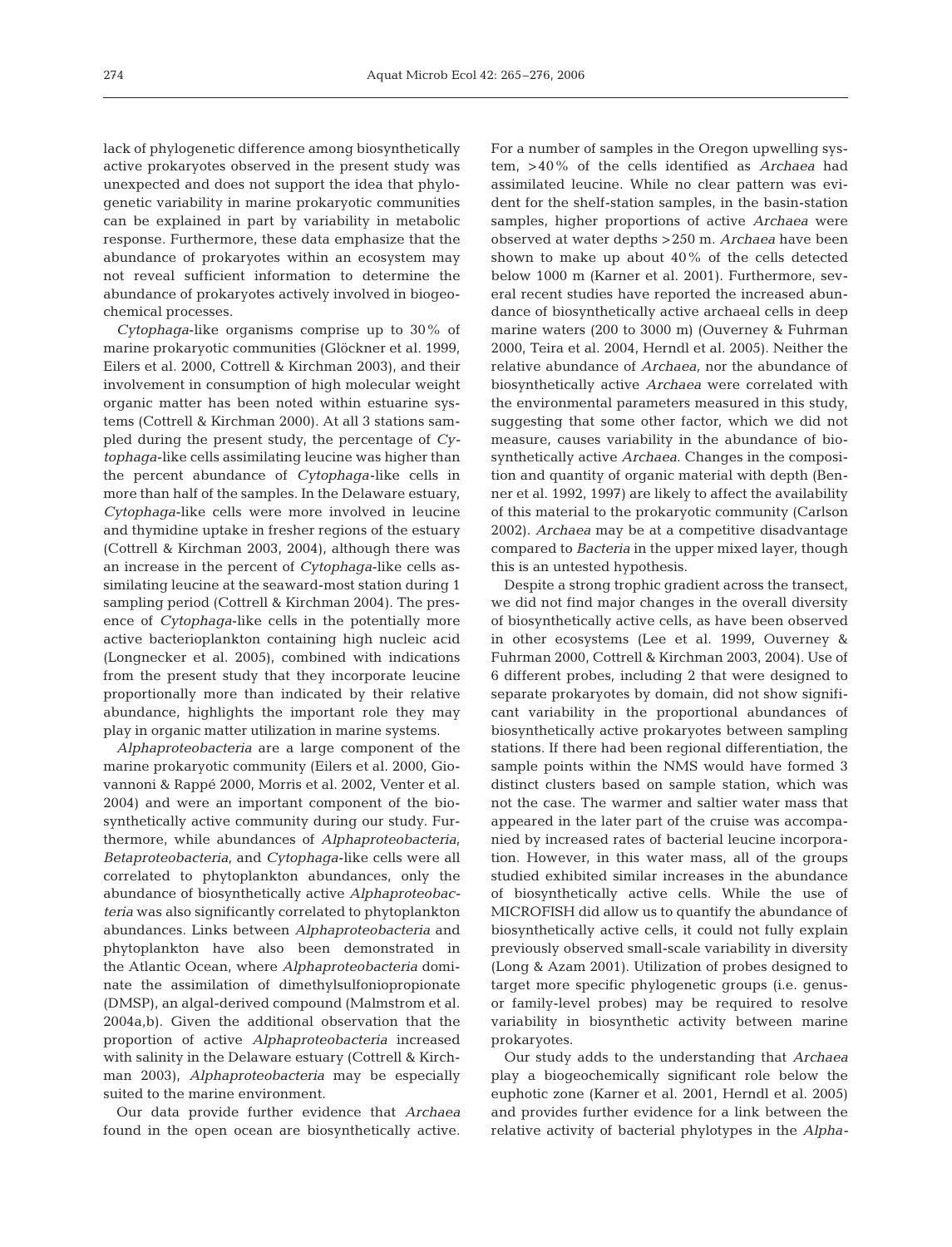lack of phylogenetic difference among biosynthetically active prokaryotes observed in the present study was unexpected and does not support the idea that phylogenetic variability in marine prokaryotic communities can be explained in part by variability in metabolic response. Furthermore, these data emphasize that the abundance of prokaryotes within an ecosystem may not reveal sufficient information to determine the abundance of prokaryotes actively involved in biogeochemical processes.

*Cytophaga*-like organisms comprise up to 30% of marine prokaryotic communities (Glöckner et al. 1999, Eilers et al. 2000, Cottrell & Kirchman 2003), and their involvement in consumption of high molecular weight organic matter has been noted within estuarine systems (Cottrell & Kirchman 2000). At all 3 stations sampled during the present study, the percentage of *Cytophaga*-like cells assimilating leucine was higher than the percent abundance of *Cytophaga*-like cells in more than half of the samples. In the Delaware estuary, *Cytophaga*-like cells were more involved in leucine and thymidine uptake in fresher regions of the estuary (Cottrell & Kirchman 2003, 2004), although there was an increase in the percent of *Cytophaga*-like cells assimilating leucine at the seaward-most station during 1 sampling period (Cottrell & Kirchman 2004). The presence of *Cytophaga*-like cells in the potentially more active bacterioplankton containing high nucleic acid (Longnecker et al. 2005), combined with indications from the present study that they incorporate leucine proportionally more than indicated by their relative abundance, highlights the important role they may play in organic matter utilization in marine systems.

*Alphaproteobacteria* are a large component of the marine prokaryotic community (Eilers et al. 2000, Giovannoni & Rappé 2000, Morris et al. 2002, Venter et al. 2004) and were an important component of the biosynthetically active community during our study. Furthermore, while abundances of *Alphaproteobacteria*, *Betaproteobacteria*, and *Cytophaga*-like cells were all correlated to phytoplankton abundances, only the abundance of biosynthetically active *Alphaproteobacteria* was also significantly correlated to phytoplankton abundances. Links between *Alphaproteobacteria* and phytoplankton have also been demonstrated in the Atlantic Ocean, where *Alphaproteobacteria* dominate the assimilation of dimethylsulfoniopropionate (DMSP), an algal-derived compound (Malmstrom et al. 2004a,b). Given the additional observation that the proportion of active *Alphaproteobacteria* increased with salinity in the Delaware estuary (Cottrell & Kirchman 2003), *Alphaproteobacteria* may be especially suited to the marine environment.

Our data provide further evidence that *Archaea* found in the open ocean are biosynthetically active. For a number of samples in the Oregon upwelling system, >40% of the cells identified as *Archaea* had assimilated leucine. While no clear pattern was evident for the shelf-station samples, in the basin-station samples, higher proportions of active *Archaea* were observed at water depths >250 m. *Archaea* have been shown to make up about 40% of the cells detected below 1000 m (Karner et al. 2001). Furthermore, several recent studies have reported the increased abundance of biosynthetically active archaeal cells in deep marine waters (200 to 3000 m) (Ouverney & Fuhrman 2000, Teira et al. 2004, Herndl et al. 2005). Neither the relative abundance of *Archaea*, nor the abundance of biosynthetically active *Archaea* were correlated with the environmental parameters measured in this study, suggesting that some other factor, which we did not measure, causes variability in the abundance of biosynthetically active *Archaea*. Changes in the composition and quantity of organic material with depth (Benner et al. 1992, 1997) are likely to affect the availability of this material to the prokaryotic community (Carlson 2002). *Archaea* may be at a competitive disadvantage compared to *Bacteria* in the upper mixed layer, though this is an untested hypothesis.

Despite a strong trophic gradient across the transect, we did not find major changes in the overall diversity of biosynthetically active cells, as have been observed in other ecosystems (Lee et al. 1999, Ouverney & Fuhrman 2000, Cottrell & Kirchman 2003, 2004). Use of 6 different probes, including 2 that were designed to separate prokaryotes by domain, did not show significant variability in the proportional abundances of biosynthetically active prokaryotes between sampling stations. If there had been regional differentiation, the sample points within the NMS would have formed 3 distinct clusters based on sample station, which was not the case. The warmer and saltier water mass that appeared in the later part of the cruise was accompanied by increased rates of bacterial leucine incorporation. However, in this water mass, all of the groups studied exhibited similar increases in the abundance of biosynthetically active cells. While the use of MICROFISH did allow us to quantify the abundance of biosynthetically active cells, it could not fully explain previously observed small-scale variability in diversity (Long & Azam 2001). Utilization of probes designed to target more specific phylogenetic groups (i.e. genus- or family-level probes) may be required to resolve variability in biosynthetic activity between marine prokaryotes.

Our study adds to the understanding that *Archaea* play a biogeochemically significant role below the euphotic zone (Karner et al. 2001, Herndl et al. 2005) and provides further evidence for a link between the relative activity of bacterial phylotypes in the *Alpha-*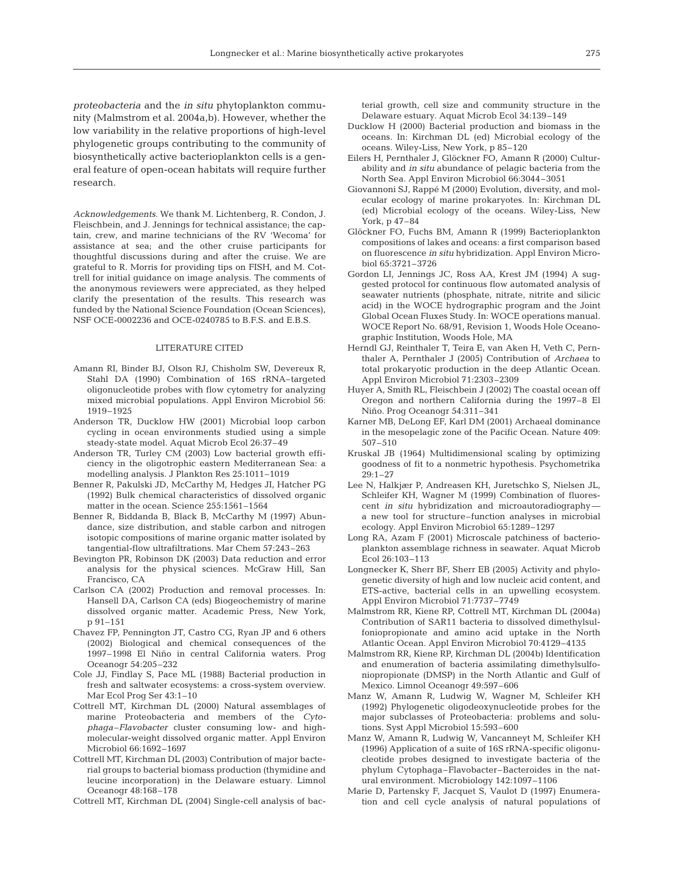*proteobacteria* and the *in situ* phytoplankton community (Malmstrom et al. 2004a,b). However, whether the low variability in the relative proportions of high-level phylogenetic groups contributing to the community of biosynthetically active bacterioplankton cells is a general feature of open-ocean habitats will require further research.

*Acknowledgements.* We thank M. Lichtenberg, R. Condon, J. Fleischbein, and J. Jennings for technical assistance; the captain, crew, and marine technicians of the RV 'Wecoma' for assistance at sea; and the other cruise participants for thoughtful discussions during and after the cruise. We are grateful to R. Morris for providing tips on FISH, and M. Cottrell for initial guidance on image analysis. The comments of the anonymous reviewers were appreciated, as they helped clarify the presentation of the results. This research was funded by the National Science Foundation (Ocean Sciences), NSF OCE-0002236 and OCE-0240785 to B.F.S. and E.B.S.

## LITERATURE CITED

- Amann RI, Binder BJ, Olson RJ, Chisholm SW, Devereux R, Stahl DA (1990) Combination of 16S rRNA–targeted oligonucleotide probes with flow cytometry for analyzing mixed microbial populations. Appl Environ Microbiol 56: 1919–1925
- Anderson TR, Ducklow HW (2001) Microbial loop carbon cycling in ocean environments studied using a simple steady-state model. Aquat Microb Ecol 26:37–49
- Anderson TR, Turley CM (2003) Low bacterial growth efficiency in the oligotrophic eastern Mediterranean Sea: a modelling analysis. J Plankton Res 25:1011–1019
- Benner R, Pakulski JD, McCarthy M, Hedges JI, Hatcher PG (1992) Bulk chemical characteristics of dissolved organic matter in the ocean. Science 255:1561–1564
- Benner R, Biddanda B, Black B, McCarthy M (1997) Abundance, size distribution, and stable carbon and nitrogen isotopic compositions of marine organic matter isolated by tangential-flow ultrafiltrations. Mar Chem 57:243–263
- Bevington PR, Robinson DK (2003) Data reduction and error analysis for the physical sciences. McGraw Hill, San Francisco, CA
- Carlson CA (2002) Production and removal processes. In: Hansell DA, Carlson CA (eds) Biogeochemistry of marine dissolved organic matter. Academic Press, New York, p 91–151
- Chavez FP, Pennington JT, Castro CG, Ryan JP and 6 others (2002) Biological and chemical consequences of the 1997–1998 El Niño in central California waters. Prog Oceanogr 54:205–232
- Cole JJ, Findlay S, Pace ML (1988) Bacterial production in fresh and saltwater ecosystems: a cross-system overview. Mar Ecol Prog Ser 43:1–10
- Cottrell MT, Kirchman DL (2000) Natural assemblages of marine Proteobacteria and members of the *Cytophaga–Flavobacter* cluster consuming low- and high-molecular-weight dissolved organic matter. Appl Environ Microbiol 66:1692–1697
- Cottrell MT, Kirchman DL (2003) Contribution of major bacterial groups to bacterial biomass production (thymidine and leucine incorporation) in the Delaware estuary. Limnol Oceanogr 48:168–178
- Cottrell MT, Kirchman DL (2004) Single-cell analysis of bacterial growth, cell size and community structure in the Delaware estuary. Aquat Microb Ecol 34:139–149
- Ducklow H (2000) Bacterial production and biomass in the oceans. In: Kirchman DL (ed) Microbial ecology of the oceans. Wiley-Liss, New York, p 85–120
- Eilers H, Pernthaler J, Glöckner FO, Amann R (2000) Culturability and *in situ* abundance of pelagic bacteria from the North Sea. Appl Environ Microbiol 66:3044–3051
- Giovannoni SJ, Rappé M (2000) Evolution, diversity, and molecular ecology of marine prokaryotes. In: Kirchman DL (ed) Microbial ecology of the oceans. Wiley-Liss, New York, p 47–84
- Glöckner FO, Fuchs BM, Amann R (1999) Bacterioplankton compositions of lakes and oceans: a first comparison based on fluorescence *in situ* hybridization. Appl Environ Microbiol 65:3721–3726
- Gordon LI, Jennings JC, Ross AA, Krest JM (1994) A suggested protocol for continuous flow automated analysis of seawater nutrients (phosphate, nitrate, nitrite and silicic acid) in the WOCE hydrographic program and the Joint Global Ocean Fluxes Study. In: WOCE operations manual. WOCE Report No. 68/91, Revision 1, Woods Hole Oceanographic Institution, Woods Hole, MA
- Herndl GJ, Reinthaler T, Teira E, van Aken H, Veth C, Pernthaler A, Pernthaler J (2005) Contribution of *Archaea* to total prokaryotic production in the deep Atlantic Ocean. Appl Environ Microbiol 71:2303–2309
- Huyer A, Smith RL, Fleischbein J (2002) The coastal ocean off Oregon and northern California during the 1997–8 El Niño. Prog Oceanogr 54:311–341
- Karner MB, DeLong EF, Karl DM (2001) Archaeal dominance in the mesopelagic zone of the Pacific Ocean. Nature 409: 507–510
- Kruskal JB (1964) Multidimensional scaling by optimizing goodness of fit to a nonmetric hypothesis. Psychometrika 29:1–27
- Lee N, Halkjær P, Andreasen KH, Juretschko S, Nielsen JL, Schleifer KH, Wagner M (1999) Combination of fluorescent *in situ* hybridization and microautoradiography—a new tool for structure–function analyses in microbial ecology. Appl Environ Microbiol 65:1289–1297
- Long RA, Azam F (2001) Microscale patchiness of bacterioplankton assemblage richness in seawater. Aquat Microb Ecol 26:103–113
- Longnecker K, Sherr BF, Sherr EB (2005) Activity and phylogenetic diversity of high and low nucleic acid content, and ETS-active, bacterial cells in an upwelling ecosystem. Appl Environ Microbiol 71:7737–7749
- Malmstrom RR, Kiene RP, Cottrell MT, Kirchman DL (2004a) Contribution of SAR11 bacteria to dissolved dimethylsulfoniopropionate and amino acid uptake in the North Atlantic Ocean. Appl Environ Microbiol 70:4129–4135
- Malmstrom RR, Kiene RP, Kirchman DL (2004b) Identification and enumeration of bacteria assimilating dimethylsulfoniopropionate (DMSP) in the North Atlantic and Gulf of Mexico. Limnol Oceanogr 49:597–606
- Manz W, Amann R, Ludwig W, Wagner M, Schleifer KH (1992) Phylogenetic oligodeoxynucleotide probes for the major subclasses of Proteobacteria: problems and solutions. Syst Appl Microbiol 15:593–600
- Manz W, Amann R, Ludwig W, Vancanneyt M, Schleifer KH (1996) Application of a suite of 16S rRNA-specific oligonucleotide probes designed to investigate bacteria of the phylum Cytophaga–Flavobacter–Bacteroides in the natural environment. Microbiology 142:1097–1106
- Marie D, Partensky F, Jacquet S, Vaulot D (1997) Enumeration and cell cycle analysis of natural populations of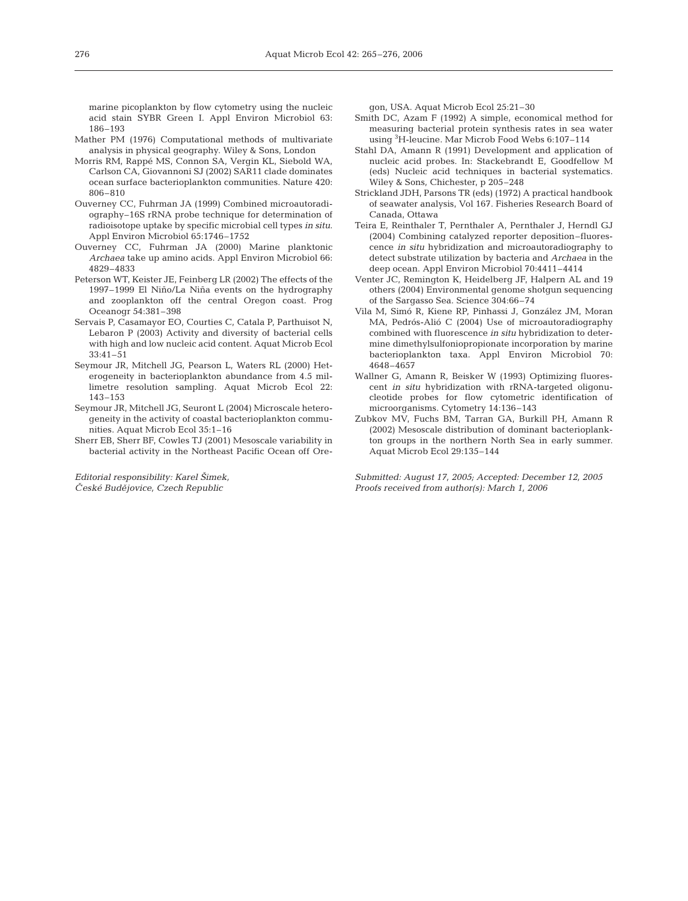marine picoplankton by flow cytometry using the nucleic acid stain SYBR Green I. Appl Environ Microbiol 63: 186–193

Mather PM (1976) Computational methods of multivariate analysis in physical geography. Wiley & Sons, London

Morris RM, Rappé MS, Connon SA, Vergin KL, Siebold WA, Carlson CA, Giovannoni SJ (2002) SAR11 clade dominates ocean surface bacterioplankton communities. Nature 420: 806–810

Ouverney CC, Fuhrman JA (1999) Combined microautoradiography–16S rRNA probe technique for determination of radioisotope uptake by specific microbial cell types *in situ*. Appl Environ Microbiol 65:1746–1752

Ouverney CC, Fuhrman JA (2000) Marine planktonic *Archaea* take up amino acids. Appl Environ Microbiol 66: 4829–4833

Peterson WT, Keister JE, Feinberg LR (2002) The effects of the 1997–1999 El Niño/La Niña events on the hydrography and zooplankton off the central Oregon coast. Prog Oceanogr 54:381–398

Servais P, Casamayor EO, Courties C, Catala P, Parthuisot N, Lebaron P (2003) Activity and diversity of bacterial cells with high and low nucleic acid content. Aquat Microb Ecol 33:41–51

Seymour JR, Mitchell JG, Pearson L, Waters RL (2000) Heterogeneity in bacterioplankton abundance from 4.5 millimetre resolution sampling. Aquat Microb Ecol 22: 143–153

Seymour JR, Mitchell JG, Seuront L (2004) Microscale heterogeneity in the activity of coastal bacterioplankton communities. Aquat Microb Ecol 35:1–16

Sherr EB, Sherr BF, Cowles TJ (2001) Mesoscale variability in bacterial activity in the Northeast Pacific Ocean off Oregon, USA. Aquat Microb Ecol 25:21–30

Smith DC, Azam F (1992) A simple, economical method for measuring bacterial protein synthesis rates in sea water using $^{3}$H-leucine. Mar Microb Food Webs 6:107–114

Stahl DA, Amann R (1991) Development and application of nucleic acid probes. In: Stackebrandt E, Goodfellow M (eds) Nucleic acid techniques in bacterial systematics. Wiley & Sons, Chichester, p 205–248

Strickland JDH, Parsons TR (eds) (1972) A practical handbook of seawater analysis, Vol 167. Fisheries Research Board of Canada, Ottawa

Teira E, Reinthaler T, Pernthaler A, Pernthaler J, Herndl GJ (2004) Combining catalyzed reporter deposition–fluorescence *in situ* hybridization and microautoradiography to detect substrate utilization by bacteria and *Archaea* in the deep ocean. Appl Environ Microbiol 70:4411–4414

Venter JC, Remington K, Heidelberg JF, Halpern AL and 19 others (2004) Environmental genome shotgun sequencing of the Sargasso Sea. Science 304:66–74

Vila M, Simó R, Kiene RP, Pinhassi J, González JM, Moran MA, Pedrós-Alió C (2004) Use of microautoradiography combined with fluorescence *in situ* hybridization to determine dimethylsulfoniopropionate incorporation by marine bacterioplankton taxa. Appl Environ Microbiol 70: 4648–4657

Wallner G, Amann R, Beisker W (1993) Optimizing fluorescent *in situ* hybridization with rRNA-targeted oligonucleotide probes for flow cytometric identification of microorganisms. Cytometry 14:136–143

Zubkov MV, Fuchs BM, Tarran GA, Burkill PH, Amann R (2002) Mesoscale distribution of dominant bacterioplankton groups in the northern North Sea in early summer. Aquat Microb Ecol 29:135–144

*Editorial responsibility: Karel Šimek, České Budějovice, Czech Republic*

*Submitted: August 17, 2005; Accepted: December 12, 2005*
*Proofs received from author(s): March 1, 2006*